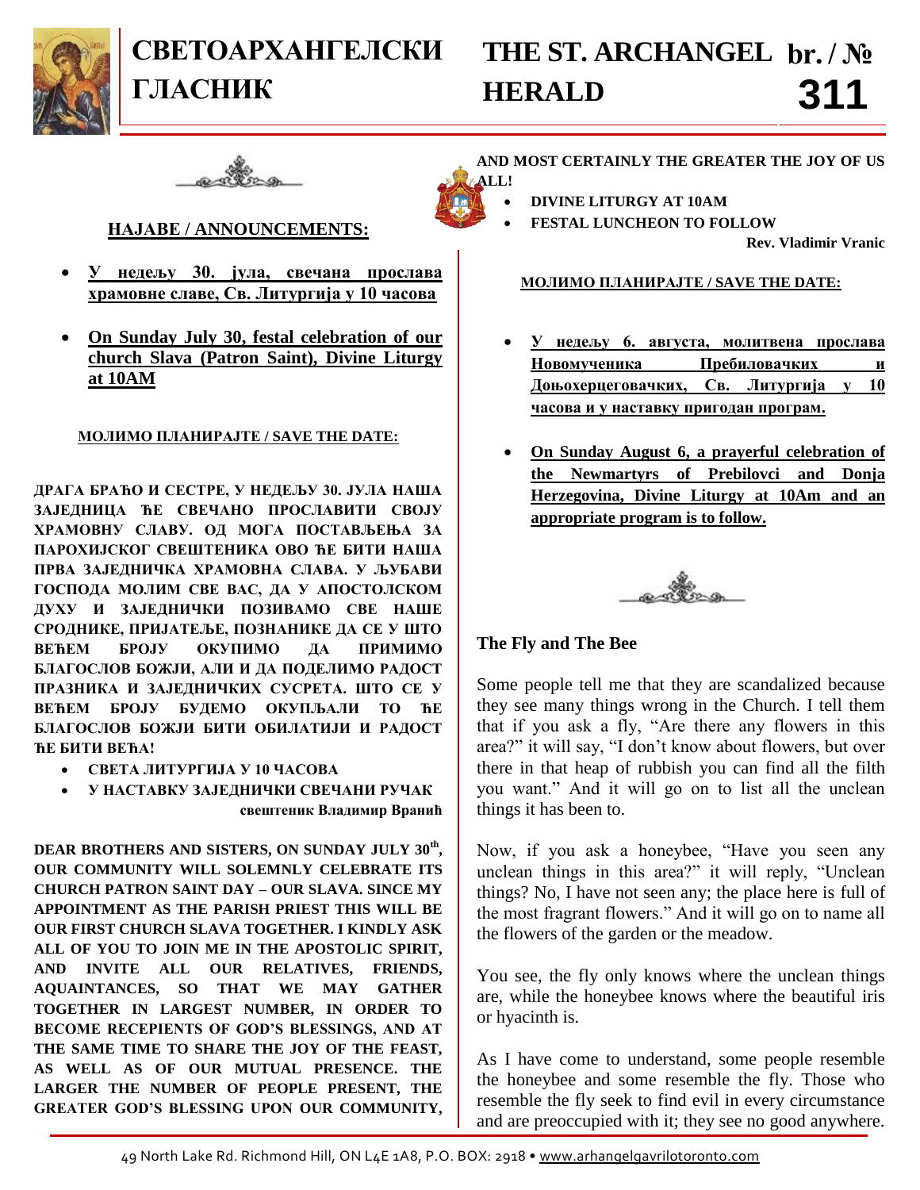# СВЕТОАРХАНГЕЛСКИ ГЛАСНИК

# THE ST. ARCHANGEL HERALD

**br. / № 311**

## НАЈАВЕ / ANNOUNCEMENTS:

- **У недељу 30. јула, свечана прослава храмовне славе, Св. Литургија у 10 часова**
- **On Sunday July 30, festal celebration of our church Slava (Patron Saint), Divine Liturgy at 10AM**

**МОЛИМО ПЛАНИРАЈТЕ / SAVE THE DATE:**

**ДРАГА БРАЋО И СЕСТРЕ, У НЕДЕЉУ 30. ЈУЛА НАША ЗАЈЕДНИЦА ЋЕ СВЕЧАНО ПРОСЛАВИТИ СВОЈУ ХРАМОВНУ СЛАВУ. ОД МОГА ПОСТАВЉЕЊА ЗА ПАРОХИЈСКОГ СВЕШТЕНИКА ОВО ЋЕ БИТИ НАША ПРВА ЗАЈЕДНИЧКА ХРАМОВНА СЛАВА. У ЉУБАВИ ГОСПОДА МОЛИМ СВЕ ВАС, ДА У АПОСТОЛСКОМ ДУХУ И ЗАЈЕДНИЧКИ ПОЗИВАМО СВЕ НАШЕ СРОДНИКЕ, ПРИЈАТЕЉЕ, ПОЗНАНИКЕ ДА СЕ У ШТО ВЕЋЕМ БРОЈУ ОКУПИМО ДА ПРИМИМО БЛАГОСЛОВ БОЖЈИ, АЛИ И ДА ПОДЕЛИМО РАДОСТ ПРАЗНИКА И ЗАЈЕДНИЧКИХ СУСРЕТА. ШТО СЕ У ВЕЋЕМ БРОЈУ БУДЕМО ОКУПЉАЛИ ТО ЋЕ БЛАГОСЛОВ БОЖЈИ БИТИ ОБИЛАТИЈИ И РАДОСТ ЋЕ БИТИ ВЕЋА!**

- **СВЕТА ЛИТУРГИЈА У 10 ЧАСОВА**
- **У НАСТАВКУ ЗАЈЕДНИЧКИ СВЕЧАНИ РУЧАК**

**свештеник Владимир Вранић**

**DEAR BROTHERS AND SISTERS, ON SUNDAY JULY 30th, OUR COMMUNITY WILL SOLEMNLY CELEBRATE ITS CHURCH PATRON SAINT DAY – OUR SLAVA. SINCE MY APPOINTMENT AS THE PARISH PRIEST THIS WILL BE OUR FIRST CHURCH SLAVA TOGETHER. I KINDLY ASK ALL OF YOU TO JOIN ME IN THE APOSTOLIC SPIRIT, AND INVITE ALL OUR RELATIVES, FRIENDS, AQUAINTANCES, SO THAT WE MAY GATHER TOGETHER IN LARGEST NUMBER, IN ORDER TO BECOME RECEPIENTS OF GOD'S BLESSINGS, AND AT THE SAME TIME TO SHARE THE JOY OF THE FEAST, AS WELL AS OF OUR MUTUAL PRESENCE. THE LARGER THE NUMBER OF PEOPLE PRESENT, THE GREATER GOD'S BLESSING UPON OUR COMMUNITY, AND MOST CERTAINLY THE GREATER THE JOY OF US ALL!**

- **DIVINE LITURGY AT 10AM**
- **FESTAL LUNCHEON TO FOLLOW**

**Rev. Vladimir Vranic**

**МОЛИМО ПЛАНИРАЈТЕ / SAVE THE DATE:**

- **У недељу 6. августа, молитвена прослава Новомученика Пребиловачких и Доњохерцеговачких, Св. Литургија у 10 часова и у наставку пригодан програм.**
- **On Sunday August 6, a prayerful celebration of the Newmartyrs of Prebilovci and Donja Herzegovina, Divine Liturgy at 10Am and an appropriate program is to follow.**

### The Fly and The Bee

Some people tell me that they are scandalized because they see many things wrong in the Church. I tell them that if you ask a fly, "Are there any flowers in this area?" it will say, "I don't know about flowers, but over there in that heap of rubbish you can find all the filth you want." And it will go on to list all the unclean things it has been to.

Now, if you ask a honeybee, "Have you seen any unclean things in this area?" it will reply, "Unclean things? No, I have not seen any; the place here is full of the most fragrant flowers." And it will go on to name all the flowers of the garden or the meadow.

You see, the fly only knows where the unclean things are, while the honeybee knows where the beautiful iris or hyacinth is.

As I have come to understand, some people resemble the honeybee and some resemble the fly. Those who resemble the fly seek to find evil in every circumstance and are preoccupied with it; they see no good anywhere.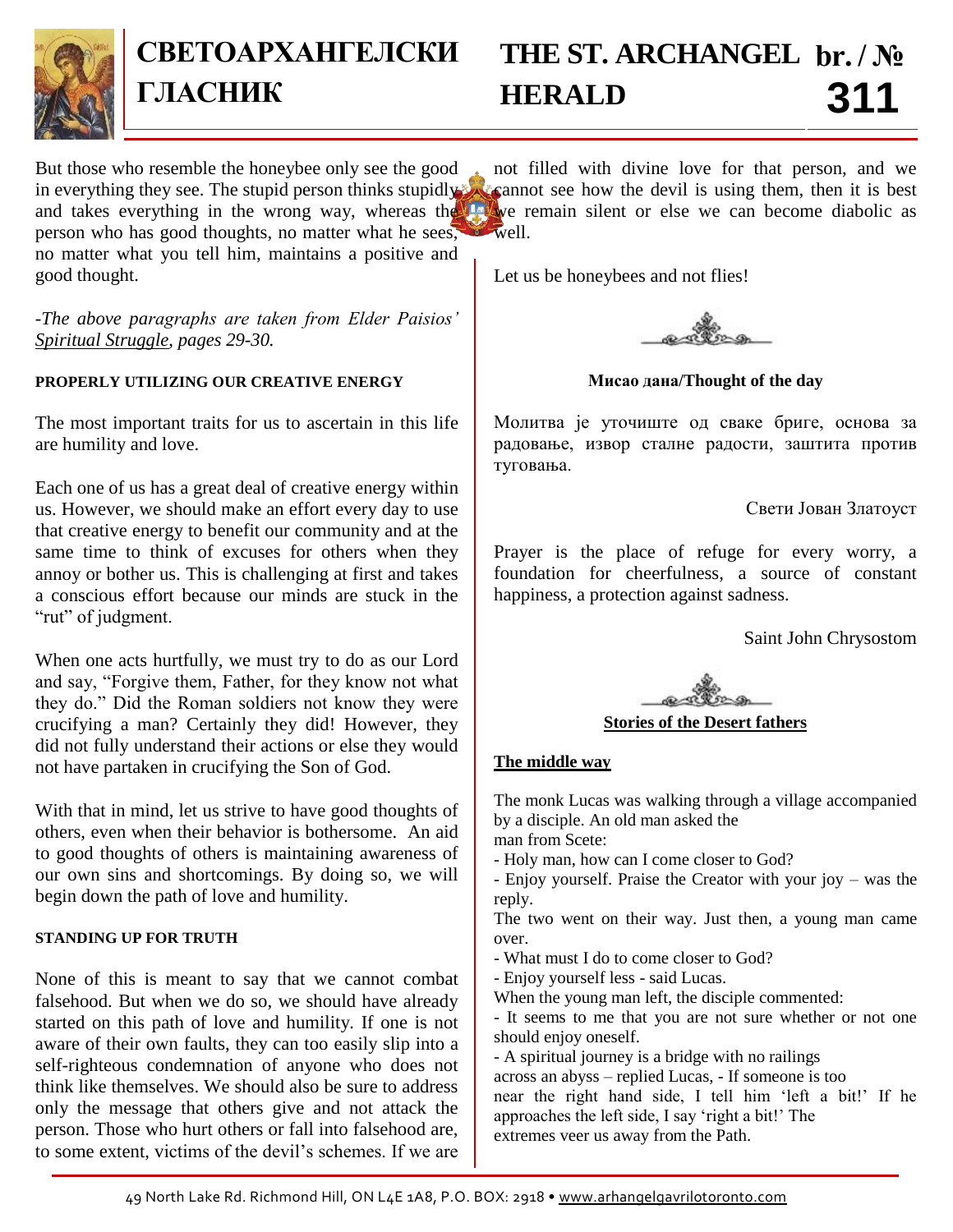But those who resemble the honeybee only see the good in everything they see. The stupid person thinks stupidly and takes everything in the wrong way, whereas the person who has good thoughts, no matter what he sees, no matter what you tell him, maintains a positive and good thought.

*-The above paragraphs are taken from Elder Paisios' Spiritual Struggle, pages 29-30.*

#### PROPERLY UTILIZING OUR CREATIVE ENERGY

The most important traits for us to ascertain in this life are humility and love.

Each one of us has a great deal of creative energy within us. However, we should make an effort every day to use that creative energy to benefit our community and at the same time to think of excuses for others when they annoy or bother us. This is challenging at first and takes a conscious effort because our minds are stuck in the "rut" of judgment.

When one acts hurtfully, we must try to do as our Lord and say, "Forgive them, Father, for they know not what they do." Did the Roman soldiers not know they were crucifying a man? Certainly they did! However, they did not fully understand their actions or else they would not have partaken in crucifying the Son of God.

With that in mind, let us strive to have good thoughts of others, even when their behavior is bothersome. An aid to good thoughts of others is maintaining awareness of our own sins and shortcomings. By doing so, we will begin down the path of love and humility.

#### STANDING UP FOR TRUTH

None of this is meant to say that we cannot combat falsehood. But when we do so, we should have already started on this path of love and humility. If one is not aware of their own faults, they can too easily slip into a self-righteous condemnation of anyone who does not think like themselves. We should also be sure to address only the message that others give and not attack the person. Those who hurt others or fall into falsehood are, to some extent, victims of the devil's schemes. If we are not filled with divine love for that person, and we cannot see how the devil is using them, then it is best we remain silent or else we can become diabolic as well.

Let us be honeybees and not flies!

**Мисао дана/Thought of the day**

Молитва је уточиште од сваке бриге, основа за радовање, извор сталне радости, заштита против туговања.

Свети Јован Златоуст

Prayer is the place of refuge for every worry, a foundation for cheerfulness, a source of constant happiness, a protection against sadness.

Saint John Chrysostom

**Stories of the Desert fathers**

**The middle way**

The monk Lucas was walking through a village accompanied by a disciple. An old man asked the man from Scete:

- Holy man, how can I come closer to God?
- Enjoy yourself. Praise the Creator with your joy – was the reply.

The two went on their way. Just then, a young man came over.

- What must I do to come closer to God?
- Enjoy yourself less - said Lucas.

When the young man left, the disciple commented:

- It seems to me that you are not sure whether or not one should enjoy oneself.
- A spiritual journey is a bridge with no railings across an abyss – replied Lucas, - If someone is too near the right hand side, I tell him 'left a bit!' If he approaches the left side, I say 'right a bit!' The extremes veer us away from the Path.